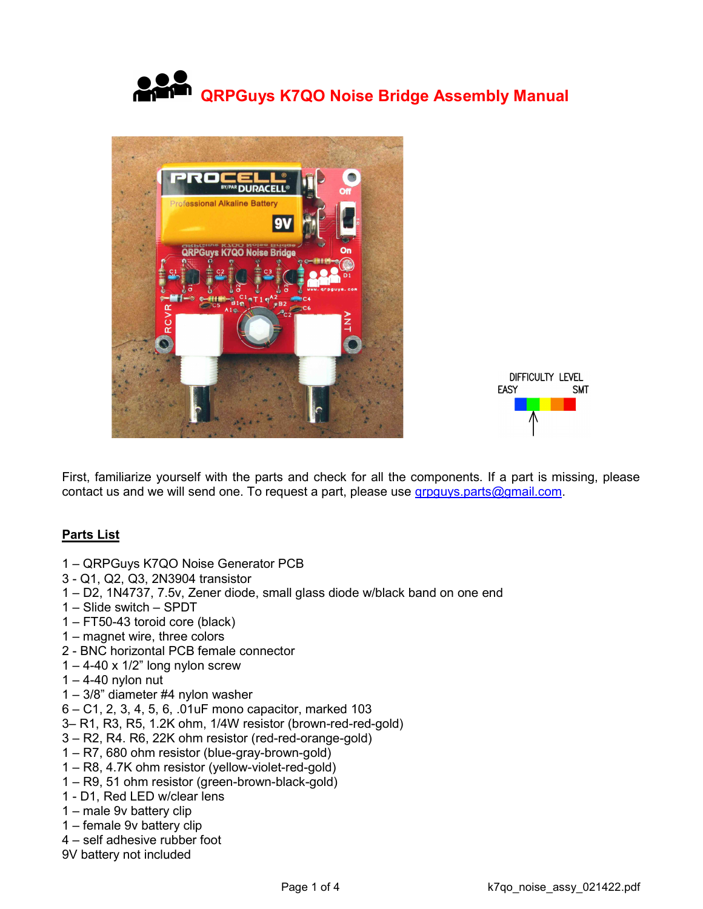# QRPGuys K7QO Noise Bridge Assembly Manual

DIFFICULTY LEVEL
EASY SMT

First, familiarize yourself with the parts and check for all the components. If a part is missing, please contact us and we will send one. To request a part, please use qrpguys.parts@gmail.com.

**Parts List**

1 – QRPGuys K7QO Noise Generator PCB
3 - Q1, Q2, Q3, 2N3904 transistor
1 – D2, 1N4737, 7.5v, Zener diode, small glass diode w/black band on one end
1 – Slide switch – SPDT
1 – FT50-43 toroid core (black)
1 – magnet wire, three colors
2 - BNC horizontal PCB female connector
1 – 4-40 x 1/2" long nylon screw
1 – 4-40 nylon nut
1 – 3/8" diameter #4 nylon washer
6 – C1, 2, 3, 4, 5, 6, .01uF mono capacitor, marked 103
3– R1, R3, R5, 1.2K ohm, 1/4W resistor (brown-red-red-gold)
3 – R2, R4. R6, 22K ohm resistor (red-red-orange-gold)
1 – R7, 680 ohm resistor (blue-gray-brown-gold)
1 – R8, 4.7K ohm resistor (yellow-violet-red-gold)
1 – R9, 51 ohm resistor (green-brown-black-gold)
1 - D1, Red LED w/clear lens
1 – male 9v battery clip
1 – female 9v battery clip
4 – self adhesive rubber foot
9V battery not included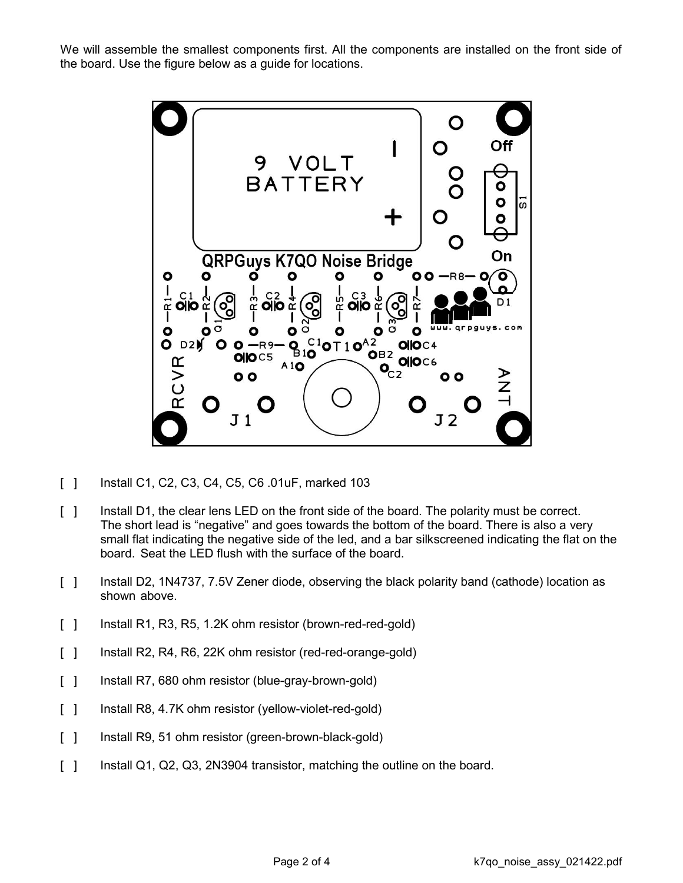We will assemble the smallest components first. All the components are installed on the front side of the board. Use the figure below as a guide for locations.

[ ] Install C1, C2, C3, C4, C5, C6 .01uF, marked 103

[ ] Install D1, the clear lens LED on the front side of the board. The polarity must be correct. The short lead is “negative” and goes towards the bottom of the board. There is also a very small flat indicating the negative side of the led, and a bar silkscreened indicating the flat on the board. Seat the LED flush with the surface of the board.

[ ] Install D2, 1N4737, 7.5V Zener diode, observing the black polarity band (cathode) location as shown above.

[ ] Install R1, R3, R5, 1.2K ohm resistor (brown-red-red-gold)

[ ] Install R2, R4, R6, 22K ohm resistor (red-red-orange-gold)

[ ] Install R7, 680 ohm resistor (blue-gray-brown-gold)

[ ] Install R8, 4.7K ohm resistor (yellow-violet-red-gold)

[ ] Install R9, 51 ohm resistor (green-brown-black-gold)

[ ] Install Q1, Q2, Q3, 2N3904 transistor, matching the outline on the board.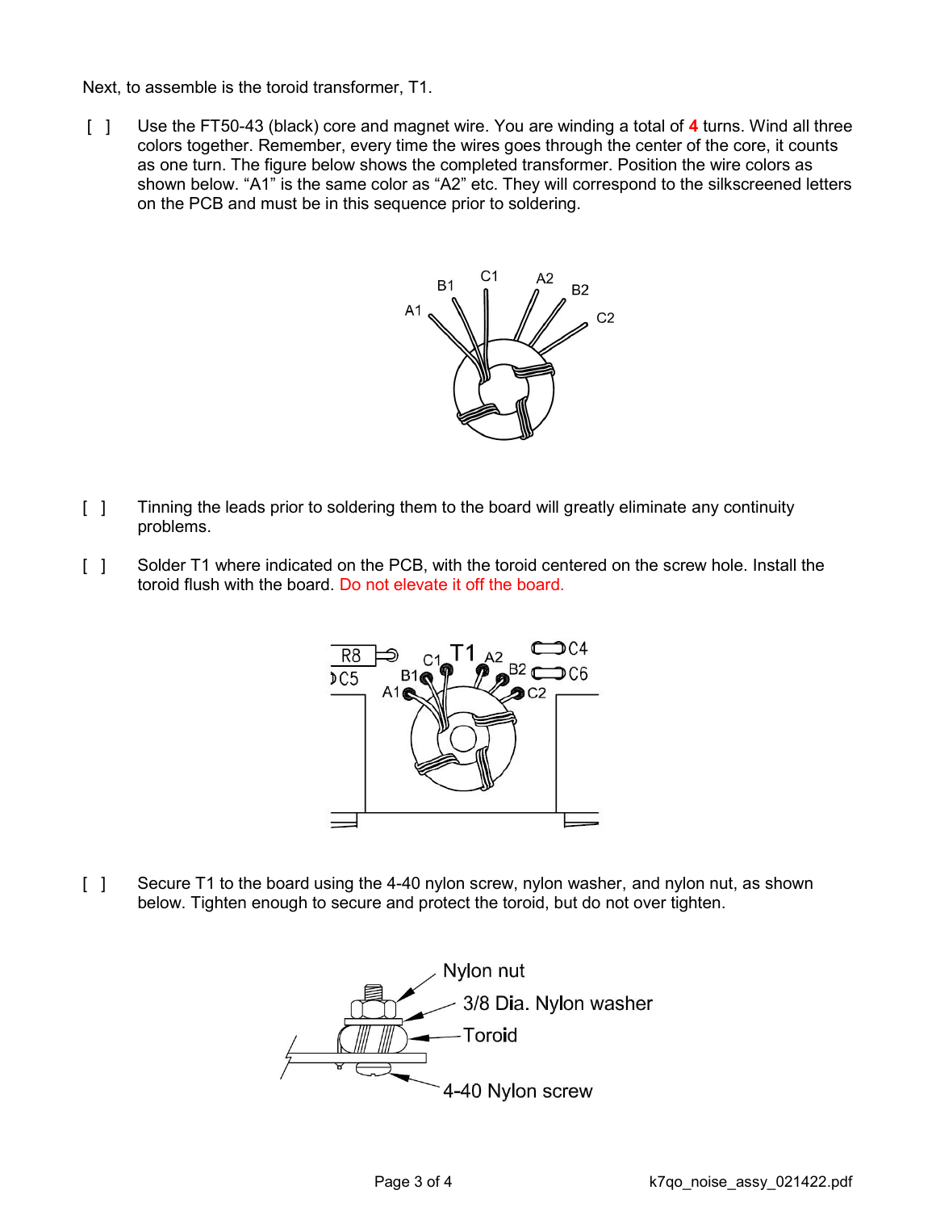Next, to assemble is the toroid transformer, T1.

[ ] Use the FT50-43 (black) core and magnet wire. You are winding a total of **4** turns. Wind all three colors together. Remember, every time the wires goes through the center of the core, it counts as one turn. The figure below shows the completed transformer. Position the wire colors as shown below. "A1" is the same color as "A2" etc. They will correspond to the silkscreened letters on the PCB and must be in this sequence prior to soldering.

A1 B1 C1 A2 B2 C2

[ ] Tinning the leads prior to soldering them to the board will greatly eliminate any continuity problems.

[ ] Solder T1 where indicated on the PCB, with the toroid centered on the screw hole. Install the toroid flush with the board. Do not elevate it off the board.

R8 C5 A1 B1 C1 T1 A2 B2 C2 C4 C6

[ ] Secure T1 to the board using the 4-40 nylon screw, nylon washer, and nylon nut, as shown below. Tighten enough to secure and protect the toroid, but do not over tighten.

Nylon nut
3/8 Dia. Nylon washer
Toroid
4-40 Nylon screw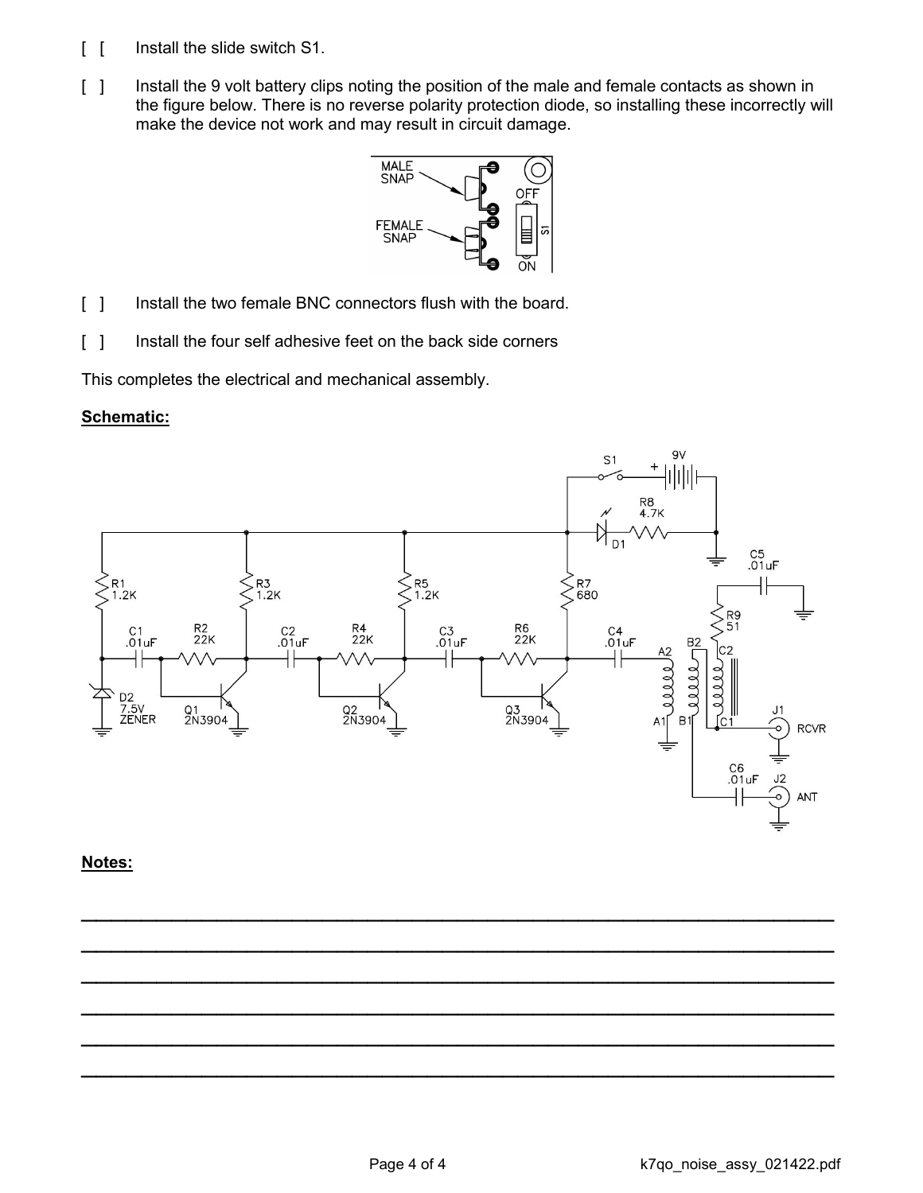[ [ Install the slide switch S1.

[ ] Install the 9 volt battery clips noting the position of the male and female contacts as shown in the figure below. There is no reverse polarity protection diode, so installing these incorrectly will make the device not work and may result in circuit damage.

MALE SNAP

FEMALE SNAP

OFF

ON

S1

[ ] Install the two female BNC connectors flush with the board.

[ ] Install the four self adhesive feet on the back side corners

This completes the electrical and mechanical assembly.

**Schematic:**

S1
9V
+
R8
4.7K
D1
C5
.01uF
R1
1.2K
R3
1.2K
R5
1.2K
R7
680
R9
51
C1
.01uF
R2
22K
C2
.01uF
R4
22K
C3
.01uF
R6
22K
C4
.01uF
A2
B2
C2
D2
7.5V
ZENER
Q1
2N3904
Q2
2N3904
Q3
2N3904
A1
B1
C1
J1
RCVR
C6
.01uF
J2
ANT

**Notes:**